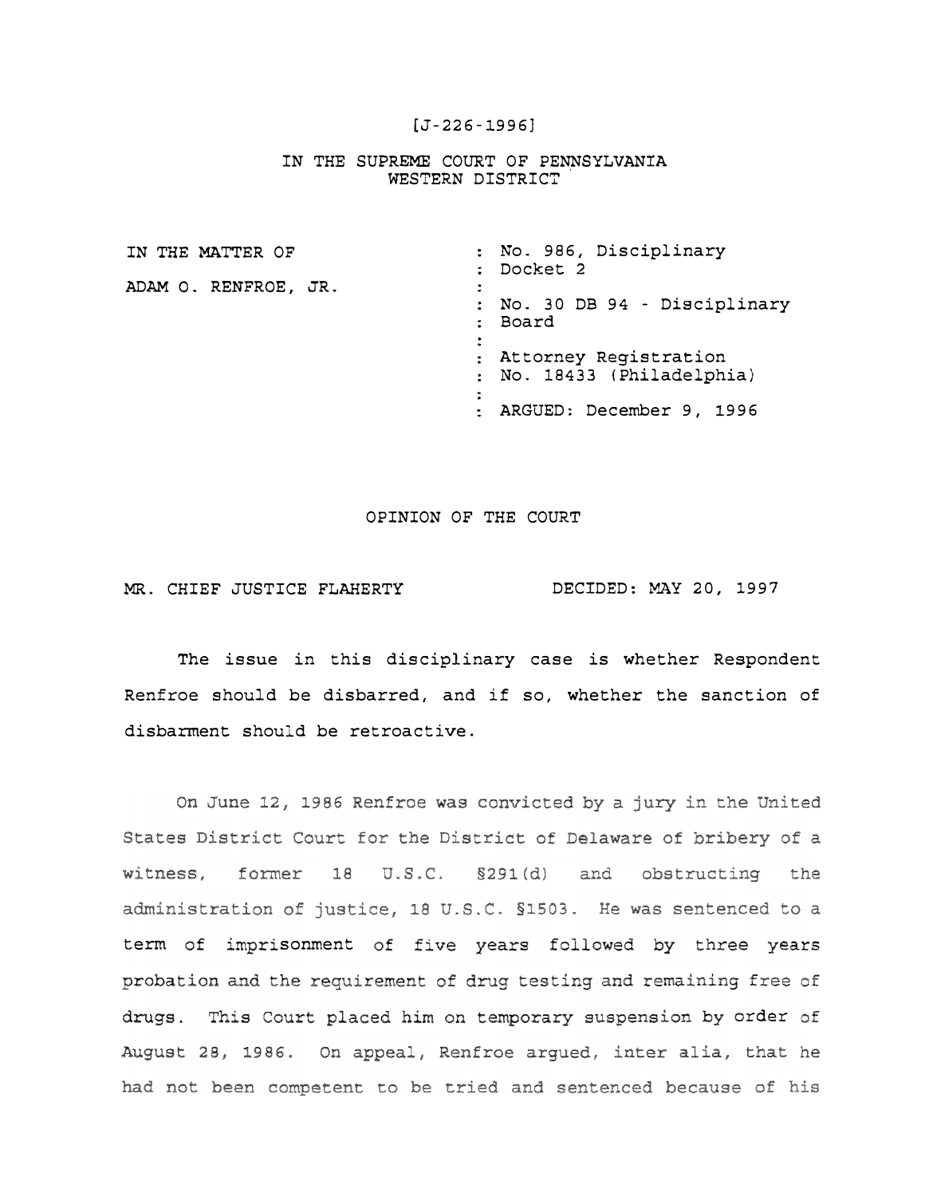[J-226-1996]

IN THE SUPREME COURT OF PENNSYLVANIA
WESTERN DISTRICT

| | |
|---|---|
| IN THE MATTER OF | : No. 986, Disciplinary Docket 2 |
| ADAM O. RENFROE, JR. | : |
| | : No. 30 DB 94 - Disciplinary Board |
| | : |
| | : Attorney Registration No. 18433 (Philadelphia) |
| | : |
| | : ARGUED: December 9, 1996 |

OPINION OF THE COURT

MR. CHIEF JUSTICE FLAHERTY DECIDED: MAY 20, 1997

The issue in this disciplinary case is whether Respondent Renfroe should be disbarred, and if so, whether the sanction of disbarment should be retroactive.

On June 12, 1986 Renfroe was convicted by a jury in the United States District Court for the District of Delaware of bribery of a witness, former 18 U.S.C. §291(d) and obstructing the administration of justice, 18 U.S.C. §1503. He was sentenced to a term of imprisonment of five years followed by three years probation and the requirement of drug testing and remaining free of drugs. This Court placed him on temporary suspension by order of August 28, 1986. On appeal, Renfroe argued, inter alia, that he had not been competent to be tried and sentenced because of his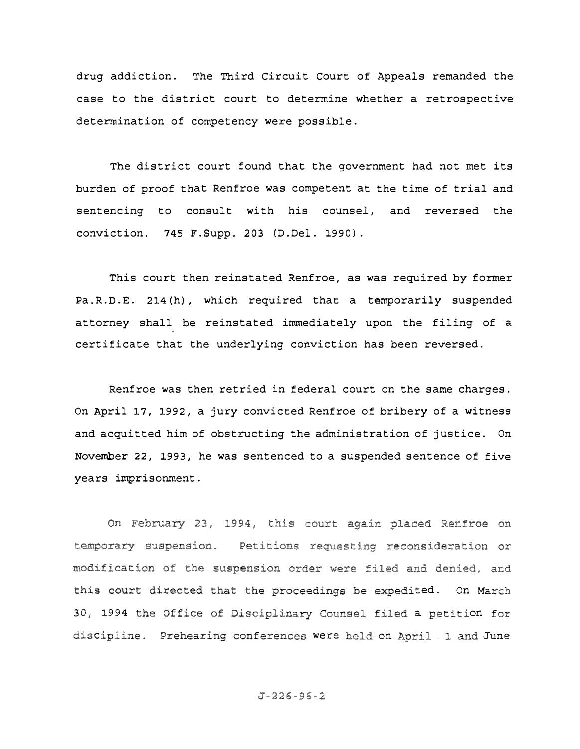drug addiction. The Third Circuit Court of Appeals remanded the case to the district court to determine whether a retrospective determination of competency were possible.

The district court found that the government had not met its burden of proof that Renfroe was competent at the time of trial and sentencing to consult with his counsel, and reversed the conviction. 745 F.Supp. 203 (D.Del. 1990).

This court then reinstated Renfroe, as was required by former Pa.R.D.E. 214(h), which required that a temporarily suspended attorney shall be reinstated immediately upon the filing of a certificate that the underlying conviction has been reversed.

Renfroe was then retried in federal court on the same charges. On April 17, 1992, a jury convicted Renfroe of bribery of a witness and acquitted him of obstructing the administration of justice. On November 22, 1993, he was sentenced to a suspended sentence of five years imprisonment.

On February 23, 1994, this court again placed Renfroe on temporary suspension. Petitions requesting reconsideration or modification of the suspension order were filed and denied, and this court directed that the proceedings be expedited. On March 30, 1994 the Office of Disciplinary Counsel filed a petition for discipline. Prehearing conferences were held on April 1 and June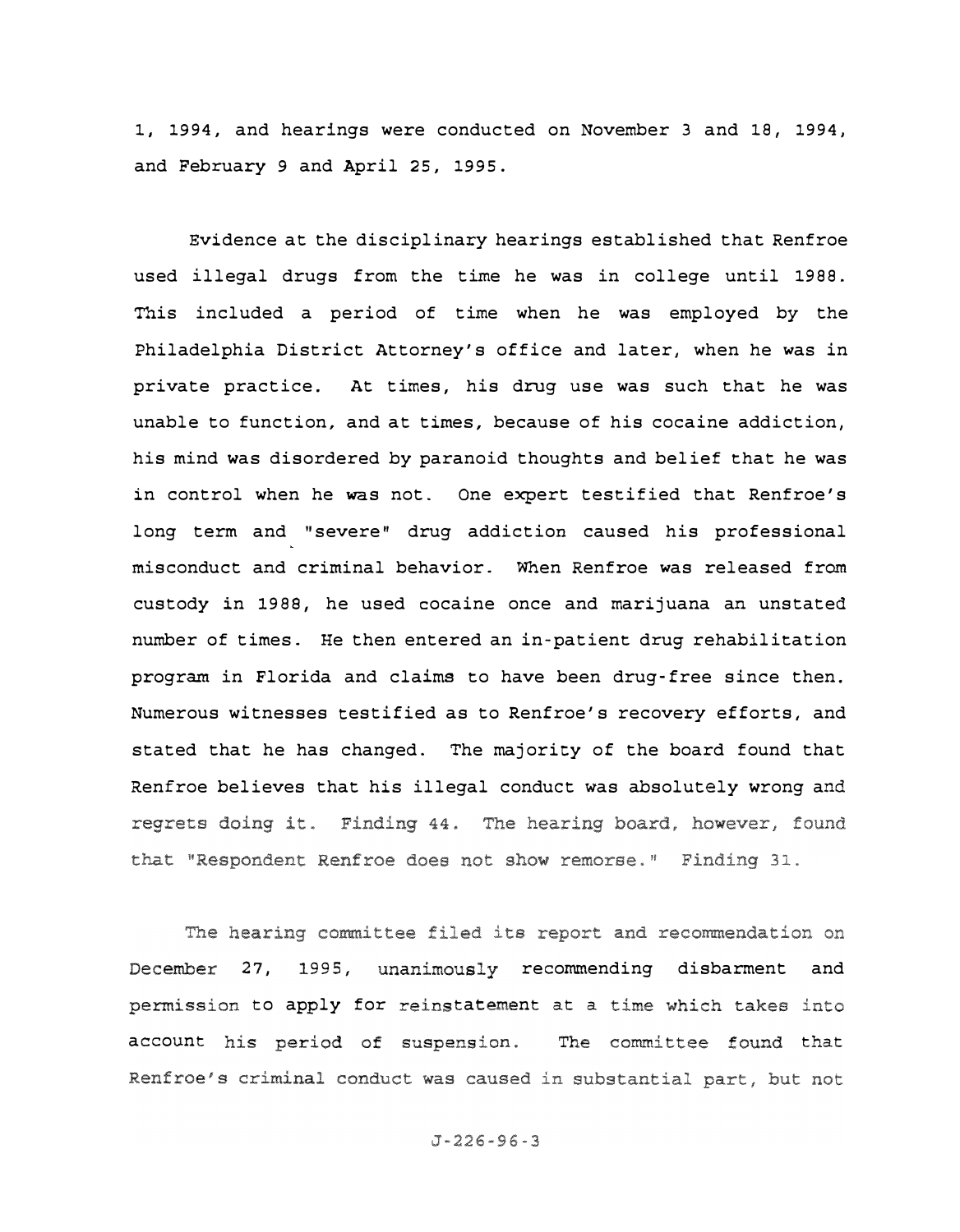1, 1994, and hearings were conducted on November 3 and 18, 1994, and February 9 and April 25, 1995.

Evidence at the disciplinary hearings established that Renfroe used illegal drugs from the time he was in college until 1988. This included a period of time when he was employed by the Philadelphia District Attorney's office and later, when he was in private practice. At times, his drug use was such that he was unable to function, and at times, because of his cocaine addiction, his mind was disordered by paranoid thoughts and belief that he was in control when he was not. One expert testified that Renfroe's long term and "severe" drug addiction caused his professional misconduct and criminal behavior. When Renfroe was released from custody in 1988, he used cocaine once and marijuana an unstated number of times. He then entered an in-patient drug rehabilitation program in Florida and claims to have been drug-free since then. Numerous witnesses testified as to Renfroe's recovery efforts, and stated that he has changed. The majority of the board found that Renfroe believes that his illegal conduct was absolutely wrong and regrets doing it. Finding 44. The hearing board, however, found that "Respondent Renfroe does not show remorse." Finding 31.

The hearing committee filed its report and recommendation on December 27, 1995, unanimously recommending disbarment and permission to apply for reinstatement at a time which takes into account his period of suspension. The committee found that Renfroe's criminal conduct was caused in substantial part, but not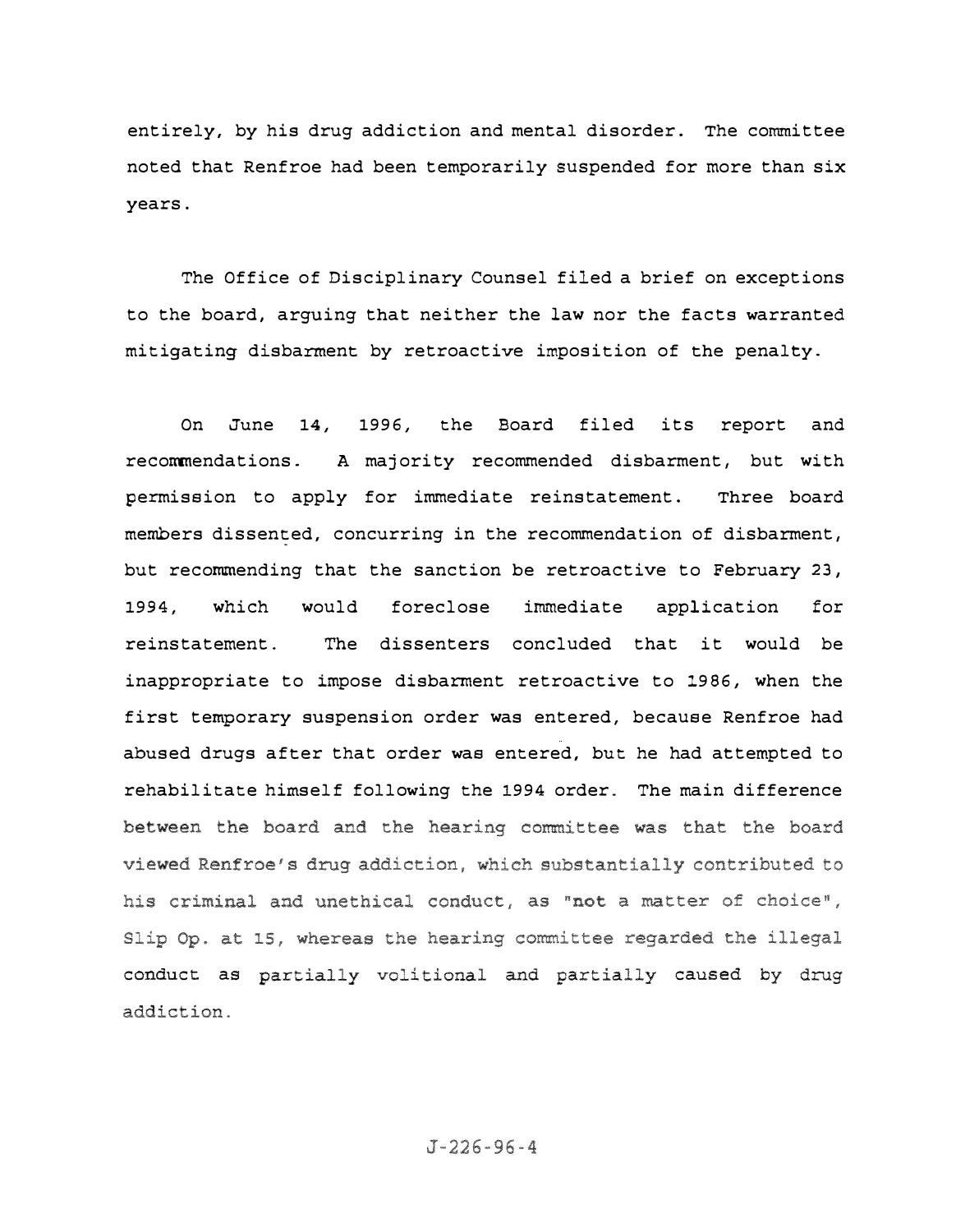entirely, by his drug addiction and mental disorder. The committee noted that Renfroe had been temporarily suspended for more than six years.

The Office of Disciplinary Counsel filed a brief on exceptions to the board, arguing that neither the law nor the facts warranted mitigating disbarment by retroactive imposition of the penalty.

On June 14, 1996, the Board filed its report and recommendations. A majority recommended disbarment, but with permission to apply for immediate reinstatement. Three board members dissented, concurring in the recommendation of disbarment, but recommending that the sanction be retroactive to February 23, 1994, which would foreclose immediate application for reinstatement. The dissenters concluded that it would be inappropriate to impose disbarment retroactive to 1986, when the first temporary suspension order was entered, because Renfroe had abused drugs after that order was entered, but he had attempted to rehabilitate himself following the 1994 order. The main difference between the board and the hearing committee was that the board viewed Renfroe's drug addiction, which substantially contributed to his criminal and unethical conduct, as "not a matter of choice", Slip Op. at 15, whereas the hearing committee regarded the illegal conduct as partially volitional and partially caused by drug addiction.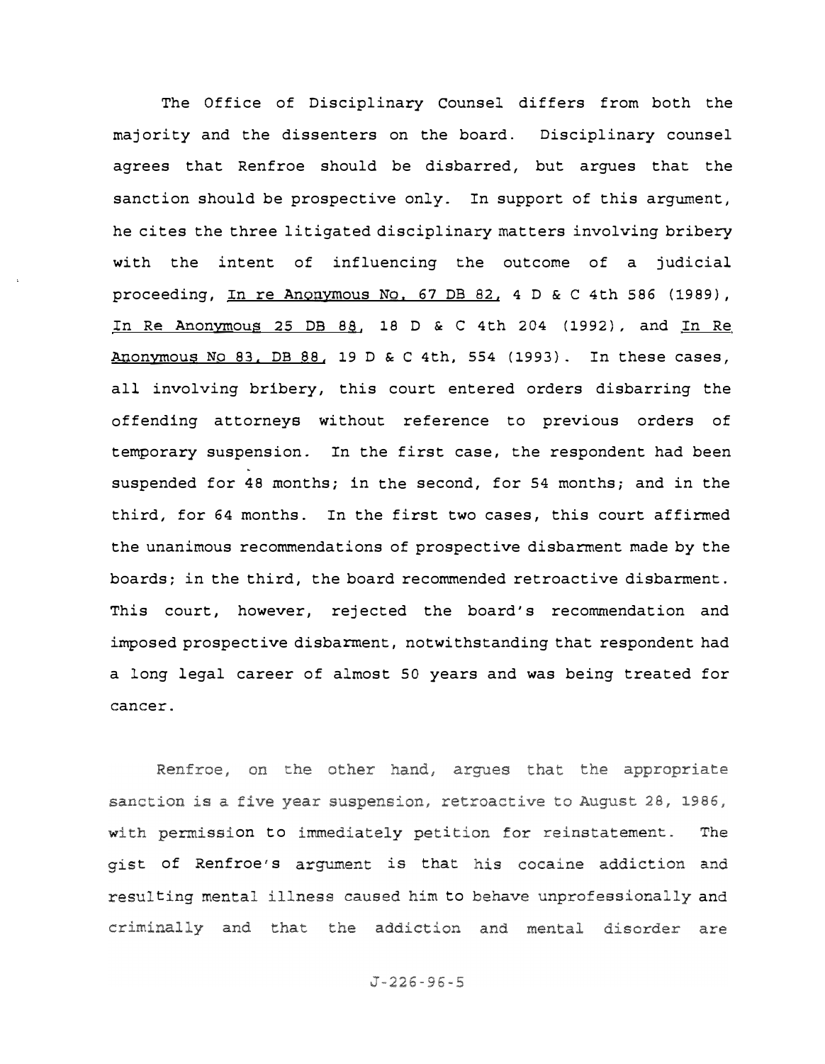The Office of Disciplinary Counsel differs from both the majority and the dissenters on the board. Disciplinary counsel agrees that Renfroe should be disbarred, but argues that the sanction should be prospective only. In support of this argument, he cites the three litigated disciplinary matters involving bribery with the intent of influencing the outcome of a judicial proceeding, In re Anonymous No. 67 DB 82, 4 D & C 4th 586 (1989), In Re Anonymous 25 DB 88, 18 D & C 4th 204 (1992), and In Re Anonymous No 83, DB 88, 19 D & C 4th, 554 (1993). In these cases, all involving bribery, this court entered orders disbarring the offending attorneys without reference to previous orders of temporary suspension. In the first case, the respondent had been suspended for 48 months; in the second, for 54 months; and in the third, for 64 months. In the first two cases, this court affirmed the unanimous recommendations of prospective disbarment made by the boards; in the third, the board recommended retroactive disbarment. This court, however, rejected the board's recommendation and imposed prospective disbarment, notwithstanding that respondent had a long legal career of almost 50 years and was being treated for cancer.

Renfroe, on the other hand, argues that the appropriate sanction is a five year suspension, retroactive to August 28, 1986, with permission to immediately petition for reinstatement. The gist of Renfroe's argument is that his cocaine addiction and resulting mental illness caused him to behave unprofessionally and criminally and that the addiction and mental disorder are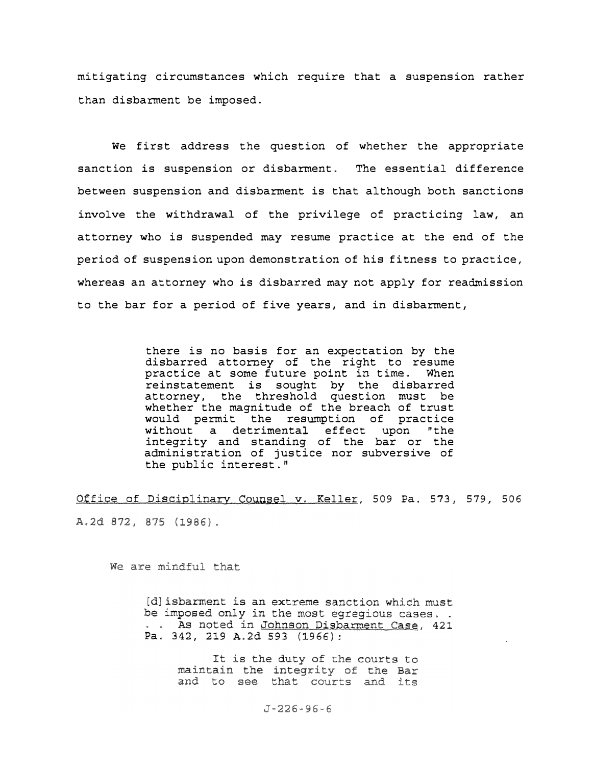mitigating circumstances which require that a suspension rather than disbarment be imposed.

We first address the question of whether the appropriate sanction is suspension or disbarment. The essential difference between suspension and disbarment is that although both sanctions involve the withdrawal of the privilege of practicing law, an attorney who is suspended may resume practice at the end of the period of suspension upon demonstration of his fitness to practice, whereas an attorney who is disbarred may not apply for readmission to the bar for a period of five years, and in disbarment,

> there is no basis for an expectation by the disbarred attorney of the right to resume practice at some future point in time. When reinstatement is sought by the disbarred attorney, the threshold question must be whether the magnitude of the breach of trust would permit the resumption of practice without a detrimental effect upon "the integrity and standing of the bar or the administration of justice nor subversive of the public interest."

Office of Disciplinary Counsel v. Keller, 509 Pa. 573, 579, 506 A.2d 872, 875 (1986).

We are mindful that

> [d]isbarment is an extreme sanction which must be imposed only in the most egregious cases. . . . As noted in Johnson Disbarment Case, 421 Pa. 342, 219 A.2d 593 (1966):
>
> > It is the duty of the courts to maintain the integrity of the Bar and to see that courts and its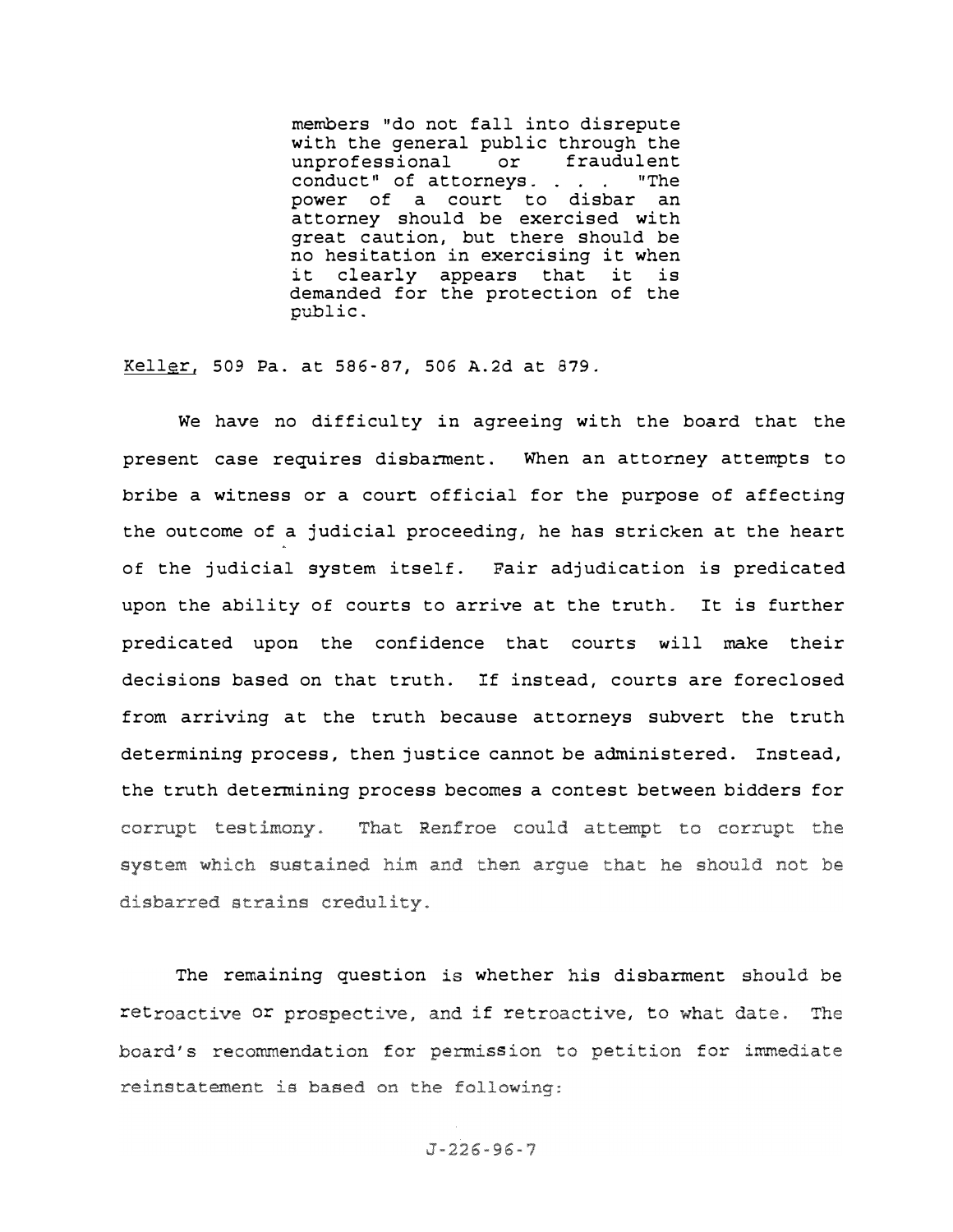> members "do not fall into disrepute with the general public through the unprofessional or fraudulent conduct" of attorneys. . . . "The power of a court to disbar an attorney should be exercised with great caution, but there should be no hesitation in exercising it when it clearly appears that it is demanded for the protection of the public.

Keller, 509 Pa. at 586-87, 506 A.2d at 879.

We have no difficulty in agreeing with the board that the present case requires disbarment. When an attorney attempts to bribe a witness or a court official for the purpose of affecting the outcome of a judicial proceeding, he has stricken at the heart of the judicial system itself. Fair adjudication is predicated upon the ability of courts to arrive at the truth. It is further predicated upon the confidence that courts will make their decisions based on that truth. If instead, courts are foreclosed from arriving at the truth because attorneys subvert the truth determining process, then justice cannot be administered. Instead, the truth determining process becomes a contest between bidders for corrupt testimony. That Renfroe could attempt to corrupt the system which sustained him and then argue that he should not be disbarred strains credulity.

The remaining question is whether his disbarment should be retroactive or prospective, and if retroactive, to what date. The board's recommendation for permission to petition for immediate reinstatement is based on the following: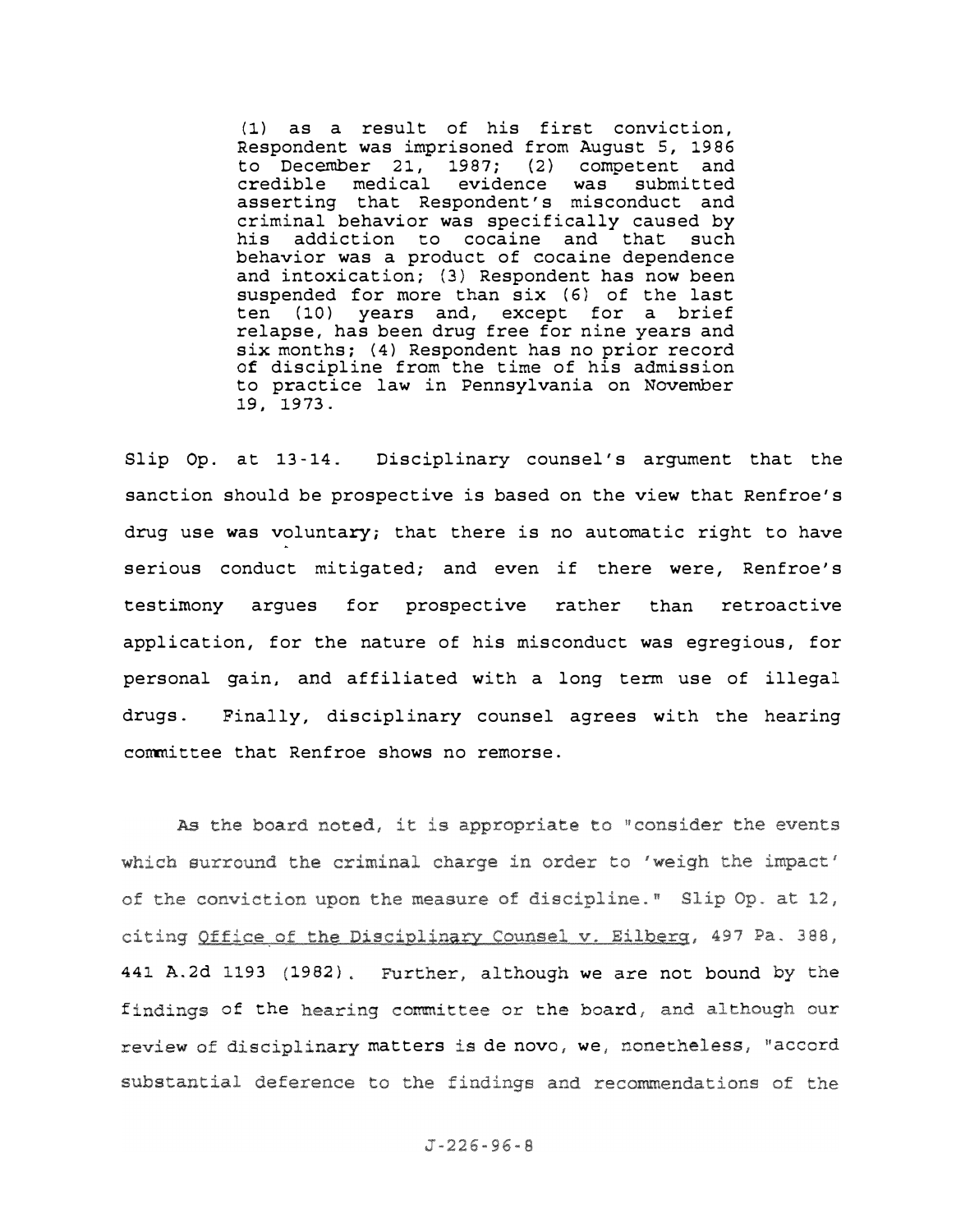> (1) as a result of his first conviction, Respondent was imprisoned from August 5, 1986 to December 21, 1987; (2) competent and credible medical evidence was submitted asserting that Respondent's misconduct and criminal behavior was specifically caused by his addiction to cocaine and that such behavior was a product of cocaine dependence and intoxication; (3) Respondent has now been suspended for more than six (6) of the last ten (10) years and, except for a brief relapse, has been drug free for nine years and six months; (4) Respondent has no prior record of discipline from the time of his admission to practice law in Pennsylvania on November 19, 1973.

Slip Op. at 13-14. Disciplinary counsel's argument that the sanction should be prospective is based on the view that Renfroe's drug use was voluntary; that there is no automatic right to have serious conduct mitigated; and even if there were, Renfroe's testimony argues for prospective rather than retroactive application, for the nature of his misconduct was egregious, for personal gain, and affiliated with a long term use of illegal drugs. Finally, disciplinary counsel agrees with the hearing committee that Renfroe shows no remorse.

As the board noted, it is appropriate to "consider the events which surround the criminal charge in order to 'weigh the impact' of the conviction upon the measure of discipline." Slip Op. at 12, citing Office of the Disciplinary Counsel v. Eilberg, 497 Pa. 388, 441 A.2d 1193 (1982). Further, although we are not bound by the findings of the hearing committee or the board, and although our review of disciplinary matters is de novo, we, nonetheless, "accord substantial deference to the findings and recommendations of the

J-226-96-8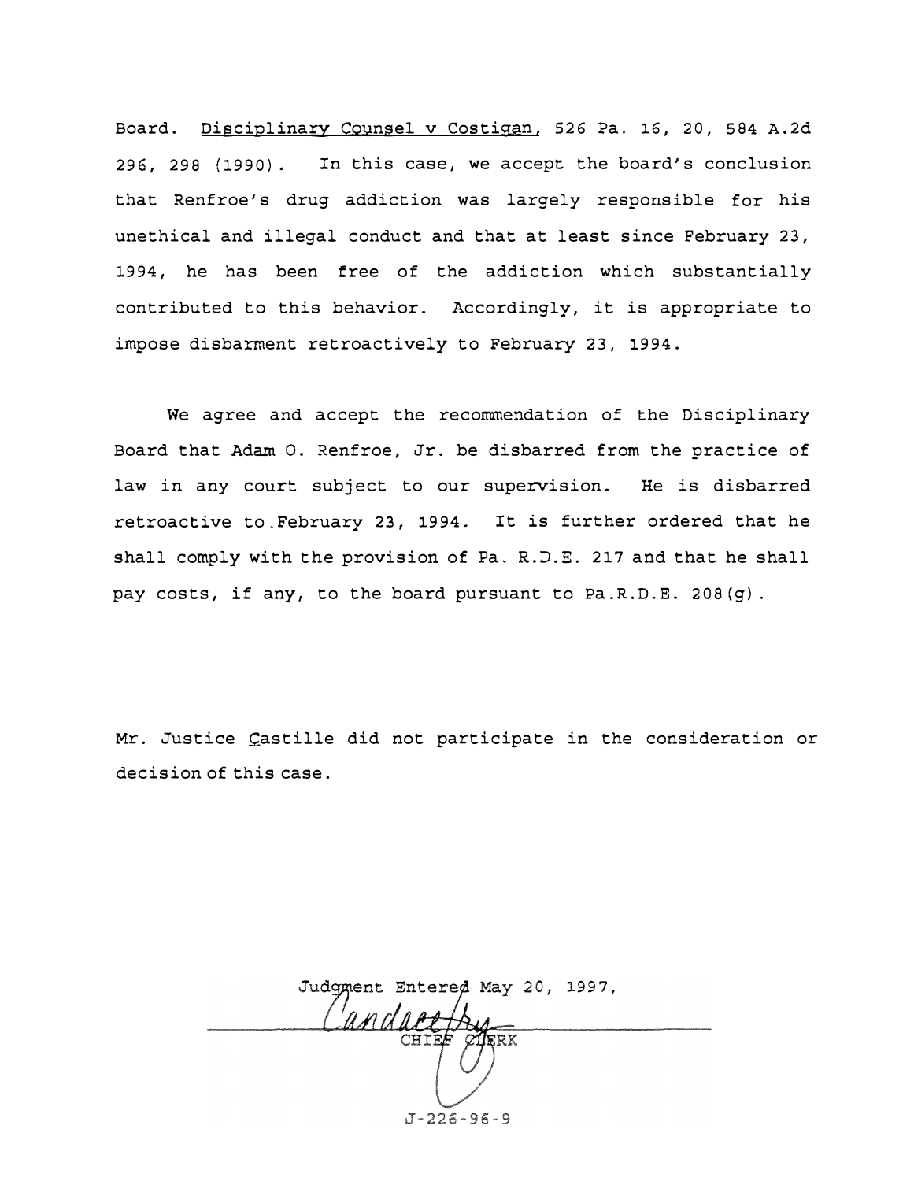Board. Disciplinary Counsel v Costigan, 526 Pa. 16, 20, 584 A.2d 296, 298 (1990). In this case, we accept the board's conclusion that Renfroe's drug addiction was largely responsible for his unethical and illegal conduct and that at least since February 23, 1994, he has been free of the addiction which substantially contributed to this behavior. Accordingly, it is appropriate to impose disbarment retroactively to February 23, 1994.

We agree and accept the recommendation of the Disciplinary Board that Adam O. Renfroe, Jr. be disbarred from the practice of law in any court subject to our supervision. He is disbarred retroactive to February 23, 1994. It is further ordered that he shall comply with the provision of Pa. R.D.E. 217 and that he shall pay costs, if any, to the board pursuant to Pa.R.D.E. 208(g).

Mr. Justice Castille did not participate in the consideration or decision of this case.

Judgment Entered May 20, 1997,

Candace Fry

CHIEF CLERK

J-226-96-9